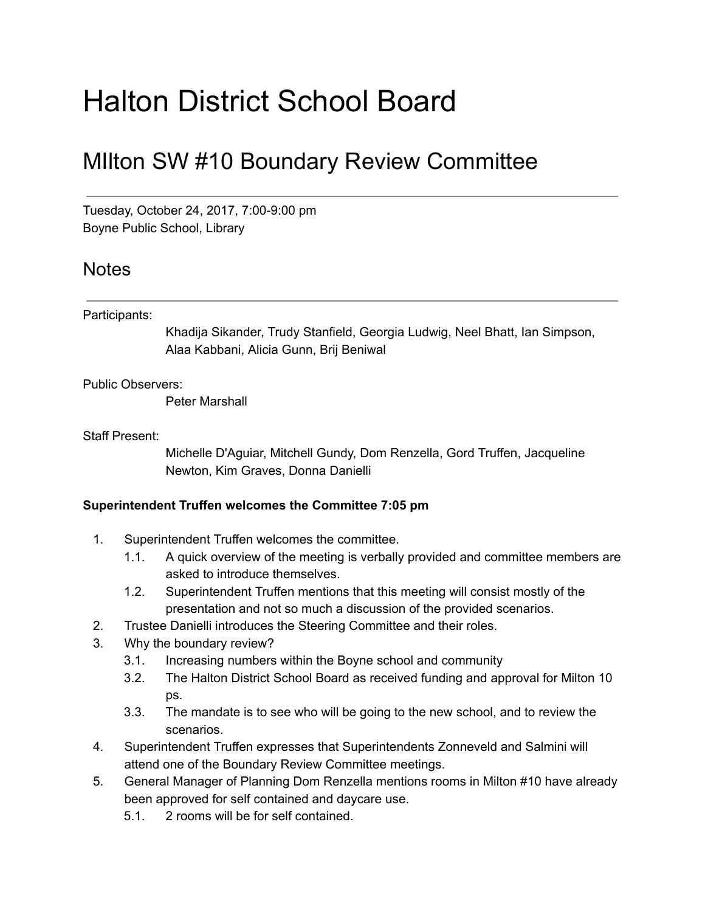# Halton District School Board

## MIlton SW #10 Boundary Review Committee

---

Tuesday, October 24, 2017, 7:00-9:00 pm
Boyne Public School, Library

## Notes

---

Participants:

Khadija Sikander, Trudy Stanfield, Georgia Ludwig, Neel Bhatt, Ian Simpson, Alaa Kabbani, Alicia Gunn, Brij Beniwal

Public Observers:

Peter Marshall

Staff Present:

Michelle D'Aguiar, Mitchell Gundy, Dom Renzella, Gord Truffen, Jacqueline Newton, Kim Graves, Donna Danielli

**Superintendent Truffen welcomes the Committee 7:05 pm**

1. Superintendent Truffen welcomes the committee.
   1.1. A quick overview of the meeting is verbally provided and committee members are asked to introduce themselves.
   1.2. Superintendent Truffen mentions that this meeting will consist mostly of the presentation and not so much a discussion of the provided scenarios.
2. Trustee Danielli introduces the Steering Committee and their roles.
3. Why the boundary review?
   3.1. Increasing numbers within the Boyne school and community
   3.2. The Halton District School Board as received funding and approval for Milton 10 ps.
   3.3. The mandate is to see who will be going to the new school, and to review the scenarios.
4. Superintendent Truffen expresses that Superintendents Zonneveld and Salmini will attend one of the Boundary Review Committee meetings.
5. General Manager of Planning Dom Renzella mentions rooms in Milton #10 have already been approved for self contained and daycare use.
   5.1. 2 rooms will be for self contained.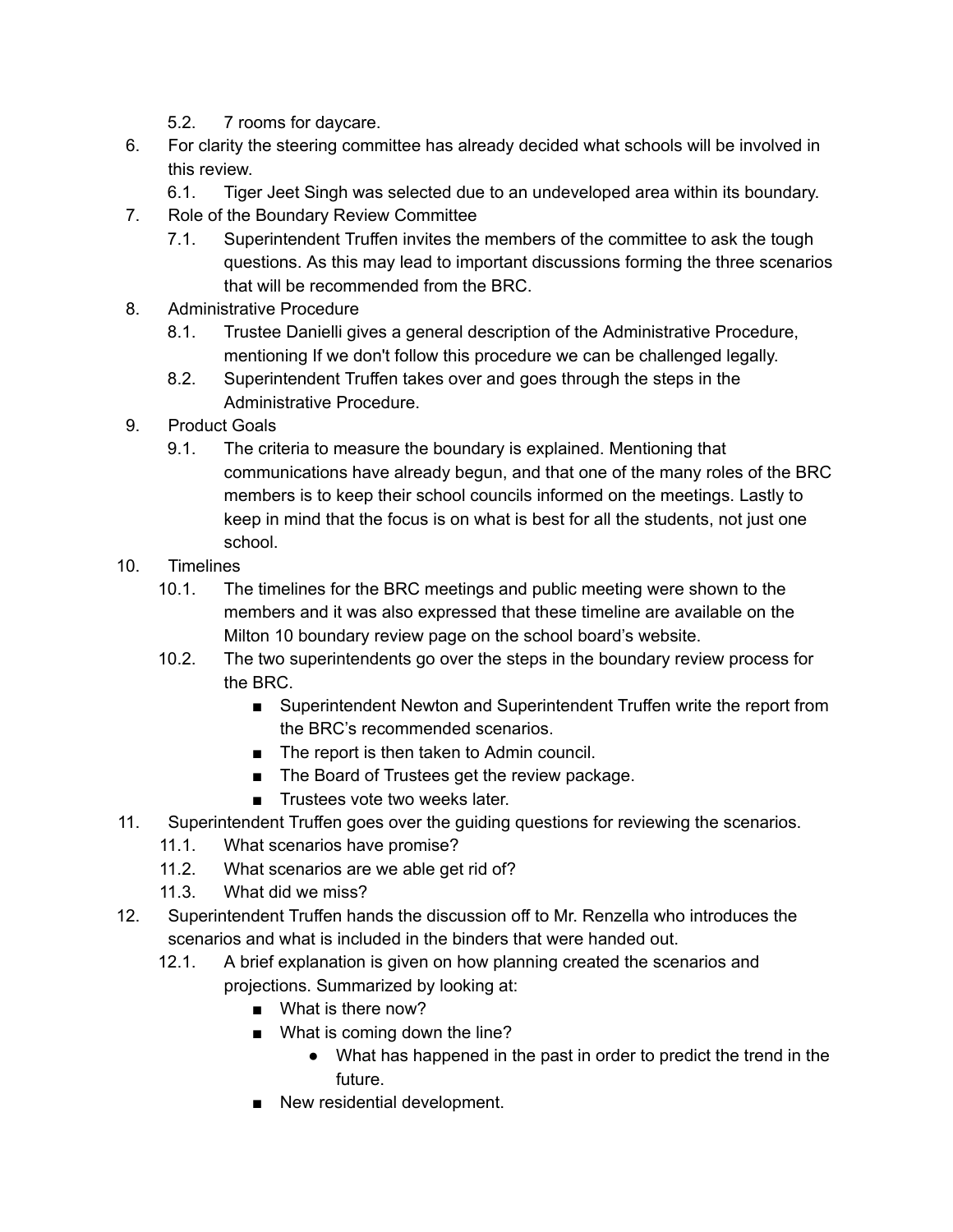5.2. 7 rooms for daycare.

6. For clarity the steering committee has already decided what schools will be involved in this review.
   6.1. Tiger Jeet Singh was selected due to an undeveloped area within its boundary.
7. Role of the Boundary Review Committee
   7.1. Superintendent Truffen invites the members of the committee to ask the tough questions. As this may lead to important discussions forming the three scenarios that will be recommended from the BRC.
8. Administrative Procedure
   8.1. Trustee Danielli gives a general description of the Administrative Procedure, mentioning If we don't follow this procedure we can be challenged legally.
   8.2. Superintendent Truffen takes over and goes through the steps in the Administrative Procedure.
9. Product Goals
   9.1. The criteria to measure the boundary is explained. Mentioning that communications have already begun, and that one of the many roles of the BRC members is to keep their school councils informed on the meetings. Lastly to keep in mind that the focus is on what is best for all the students, not just one school.
10. Timelines
    10.1. The timelines for the BRC meetings and public meeting were shown to the members and it was also expressed that these timeline are available on the Milton 10 boundary review page on the school board's website.
    10.2. The two superintendents go over the steps in the boundary review process for the BRC.
       - Superintendent Newton and Superintendent Truffen write the report from the BRC's recommended scenarios.
       - The report is then taken to Admin council.
       - The Board of Trustees get the review package.
       - Trustees vote two weeks later.
11. Superintendent Truffen goes over the guiding questions for reviewing the scenarios.
    11.1. What scenarios have promise?
    11.2. What scenarios are we able get rid of?
    11.3. What did we miss?
12. Superintendent Truffen hands the discussion off to Mr. Renzella who introduces the scenarios and what is included in the binders that were handed out.
    12.1. A brief explanation is given on how planning created the scenarios and projections. Summarized by looking at:
       - What is there now?
       - What is coming down the line?
          - What has happened in the past in order to predict the trend in the future.
       - New residential development.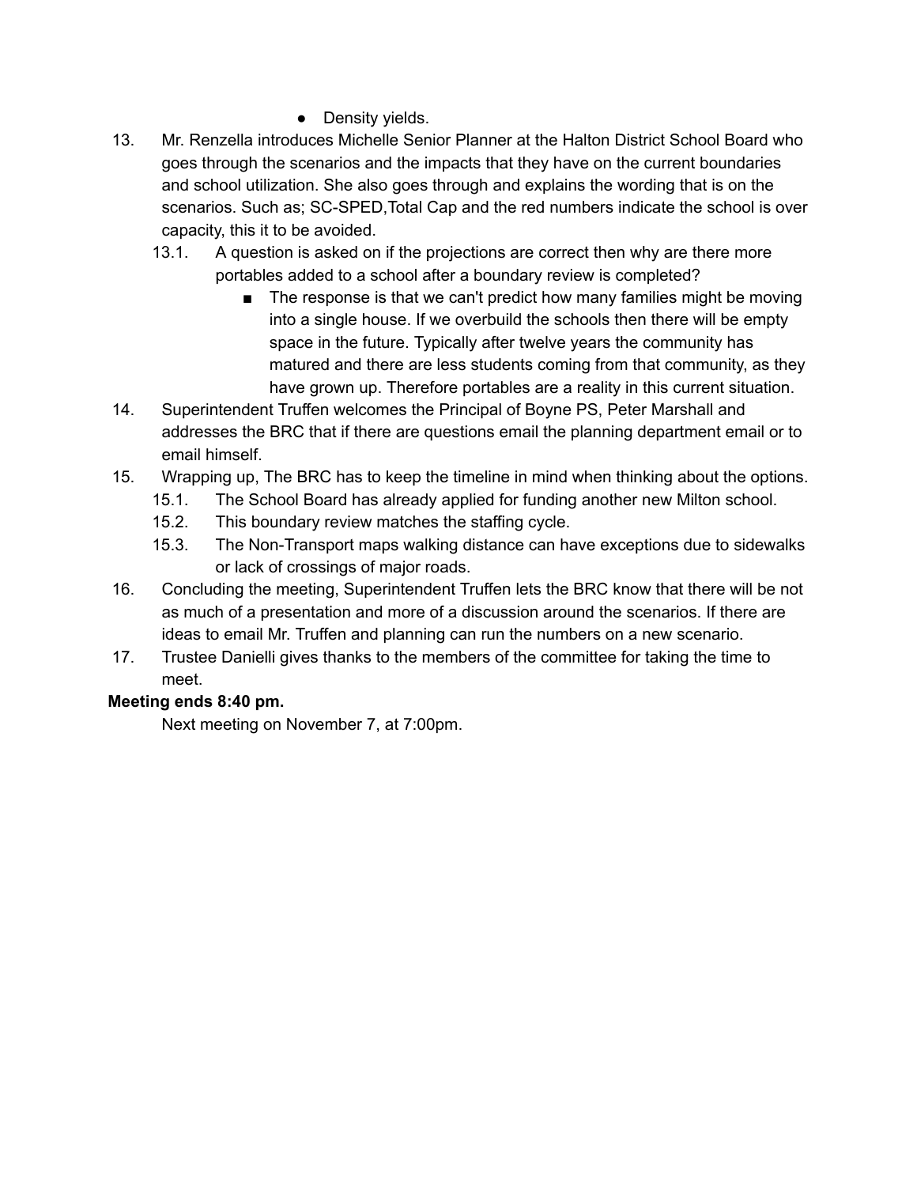- Density yields.

13. Mr. Renzella introduces Michelle Senior Planner at the Halton District School Board who goes through the scenarios and the impacts that they have on the current boundaries and school utilization. She also goes through and explains the wording that is on the scenarios. Such as; SC-SPED,Total Cap and the red numbers indicate the school is over capacity, this it to be avoided.
    - 13.1. A question is asked on if the projections are correct then why are there more portables added to a school after a boundary review is completed?
        - The response is that we can't predict how many families might be moving into a single house. If we overbuild the schools then there will be empty space in the future. Typically after twelve years the community has matured and there are less students coming from that community, as they have grown up. Therefore portables are a reality in this current situation.
14. Superintendent Truffen welcomes the Principal of Boyne PS, Peter Marshall and addresses the BRC that if there are questions email the planning department email or to email himself.
15. Wrapping up, The BRC has to keep the timeline in mind when thinking about the options.
    - 15.1. The School Board has already applied for funding another new Milton school.
    - 15.2. This boundary review matches the staffing cycle.
    - 15.3. The Non-Transport maps walking distance can have exceptions due to sidewalks or lack of crossings of major roads.
16. Concluding the meeting, Superintendent Truffen lets the BRC know that there will be not as much of a presentation and more of a discussion around the scenarios. If there are ideas to email Mr. Truffen and planning can run the numbers on a new scenario.
17. Trustee Danielli gives thanks to the members of the committee for taking the time to meet.

**Meeting ends 8:40 pm.**

Next meeting on November 7, at 7:00pm.